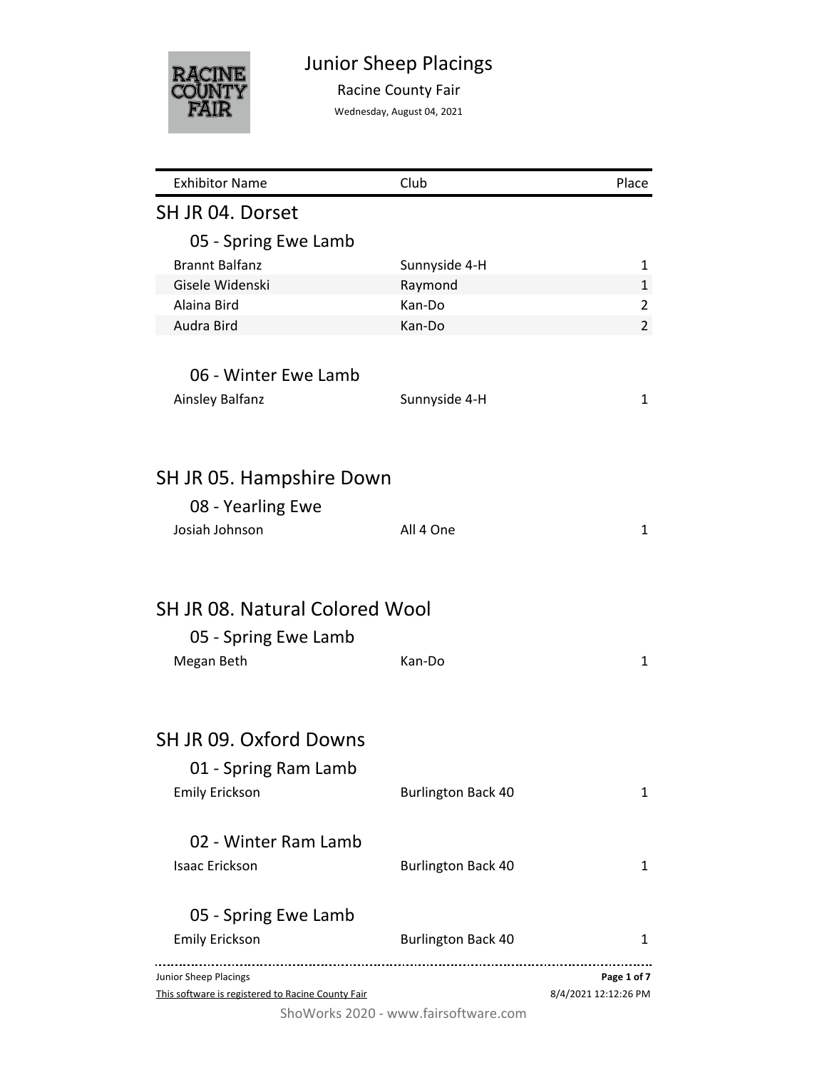# Junior Sheep Placings

Racine County Fair

Wednesday, August 04, 2021

| Exhibitor Name | Club | Place |
|---|---|---|

## SH JR 04. Dorset

### 05 - Spring Ewe Lamb

| Exhibitor Name | Club | Place |
|---|---|---|
| Brannt Balfanz | Sunnyside 4-H | 1 |
| Gisele Widenski | Raymond | 1 |
| Alaina Bird | Kan-Do | 2 |
| Audra Bird | Kan-Do | 2 |

### 06 - Winter Ewe Lamb

| Exhibitor Name | Club | Place |
|---|---|---|
| Ainsley Balfanz | Sunnyside 4-H | 1 |

## SH JR 05. Hampshire Down

### 08 - Yearling Ewe

| Exhibitor Name | Club | Place |
|---|---|---|
| Josiah Johnson | All 4 One | 1 |

## SH JR 08. Natural Colored Wool

### 05 - Spring Ewe Lamb

| Exhibitor Name | Club | Place |
|---|---|---|
| Megan Beth | Kan-Do | 1 |

## SH JR 09. Oxford Downs

### 01 - Spring Ram Lamb

| Exhibitor Name | Club | Place |
|---|---|---|
| Emily Erickson | Burlington Back 40 | 1 |

### 02 - Winter Ram Lamb

| Exhibitor Name | Club | Place |
|---|---|---|
| Isaac Erickson | Burlington Back 40 | 1 |

### 05 - Spring Ewe Lamb

| Exhibitor Name | Club | Place |
|---|---|---|
| Emily Erickson | Burlington Back 40 | 1 |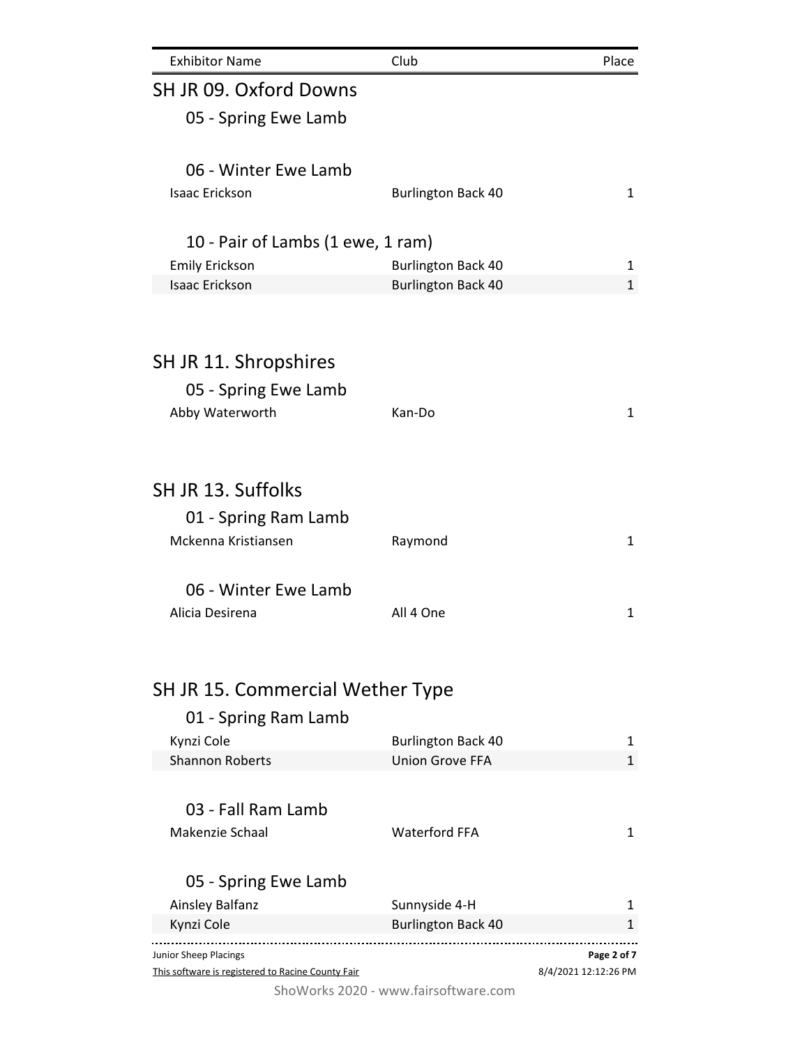| Exhibitor Name | Club | Place |
|---|---|---|

## SH JR 09. Oxford Downs

### 05 - Spring Ewe Lamb

### 06 - Winter Ewe Lamb

| Exhibitor Name | Club | Place |
|---|---|---|
| Isaac Erickson | Burlington Back 40 | 1 |

### 10 - Pair of Lambs (1 ewe, 1 ram)

| Exhibitor Name | Club | Place |
|---|---|---|
| Emily Erickson | Burlington Back 40 | 1 |
| Isaac Erickson | Burlington Back 40 | 1 |

## SH JR 11. Shropshires

### 05 - Spring Ewe Lamb

| Exhibitor Name | Club | Place |
|---|---|---|
| Abby Waterworth | Kan-Do | 1 |

## SH JR 13. Suffolks

### 01 - Spring Ram Lamb

| Exhibitor Name | Club | Place |
|---|---|---|
| Mckenna Kristiansen | Raymond | 1 |

### 06 - Winter Ewe Lamb

| Exhibitor Name | Club | Place |
|---|---|---|
| Alicia Desirena | All 4 One | 1 |

## SH JR 15. Commercial Wether Type

### 01 - Spring Ram Lamb

| Exhibitor Name | Club | Place |
|---|---|---|
| Kynzi Cole | Burlington Back 40 | 1 |
| Shannon Roberts | Union Grove FFA | 1 |

### 03 - Fall Ram Lamb

| Exhibitor Name | Club | Place |
|---|---|---|
| Makenzie Schaal | Waterford FFA | 1 |

### 05 - Spring Ewe Lamb

| Exhibitor Name | Club | Place |
|---|---|---|
| Ainsley Balfanz | Sunnyside 4-H | 1 |
| Kynzi Cole | Burlington Back 40 | 1 |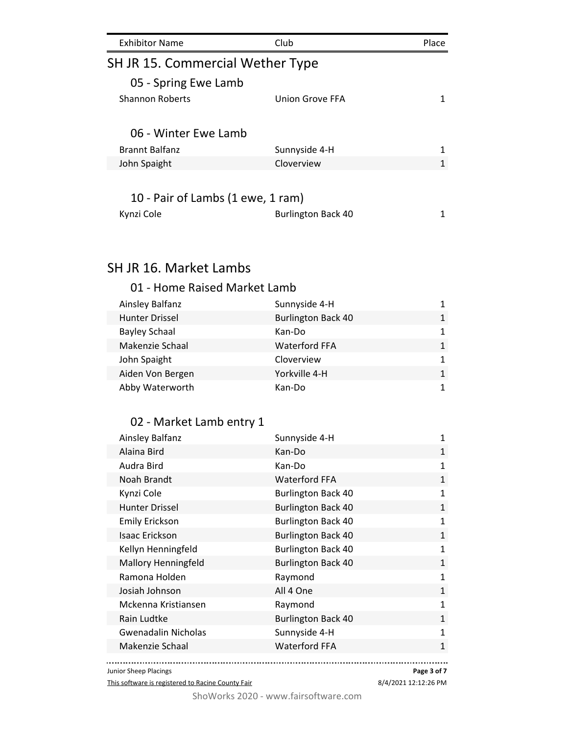| Exhibitor Name | Club | Place |
|---|---|---|

## SH JR 15. Commercial Wether Type

### 05 - Spring Ewe Lamb

| Exhibitor Name | Club | Place |
|---|---|---|
| Shannon Roberts | Union Grove FFA | 1 |

### 06 - Winter Ewe Lamb

| Exhibitor Name | Club | Place |
|---|---|---|
| Brannt Balfanz | Sunnyside 4-H | 1 |
| John Spaight | Cloverview | 1 |

### 10 - Pair of Lambs (1 ewe, 1 ram)

| Exhibitor Name | Club | Place |
|---|---|---|
| Kynzi Cole | Burlington Back 40 | 1 |

## SH JR 16. Market Lambs

### 01 - Home Raised Market Lamb

| Exhibitor Name | Club | Place |
|---|---|---|
| Ainsley Balfanz | Sunnyside 4-H | 1 |
| Hunter Drissel | Burlington Back 40 | 1 |
| Bayley Schaal | Kan-Do | 1 |
| Makenzie Schaal | Waterford FFA | 1 |
| John Spaight | Cloverview | 1 |
| Aiden Von Bergen | Yorkville 4-H | 1 |
| Abby Waterworth | Kan-Do | 1 |

### 02 - Market Lamb entry 1

| Exhibitor Name | Club | Place |
|---|---|---|
| Ainsley Balfanz | Sunnyside 4-H | 1 |
| Alaina Bird | Kan-Do | 1 |
| Audra Bird | Kan-Do | 1 |
| Noah Brandt | Waterford FFA | 1 |
| Kynzi Cole | Burlington Back 40 | 1 |
| Hunter Drissel | Burlington Back 40 | 1 |
| Emily Erickson | Burlington Back 40 | 1 |
| Isaac Erickson | Burlington Back 40 | 1 |
| Kellyn Henningfeld | Burlington Back 40 | 1 |
| Mallory Henningfeld | Burlington Back 40 | 1 |
| Ramona Holden | Raymond | 1 |
| Josiah Johnson | All 4 One | 1 |
| Mckenna Kristiansen | Raymond | 1 |
| Rain Ludtke | Burlington Back 40 | 1 |
| Gwenadalin Nicholas | Sunnyside 4-H | 1 |
| Makenzie Schaal | Waterford FFA | 1 |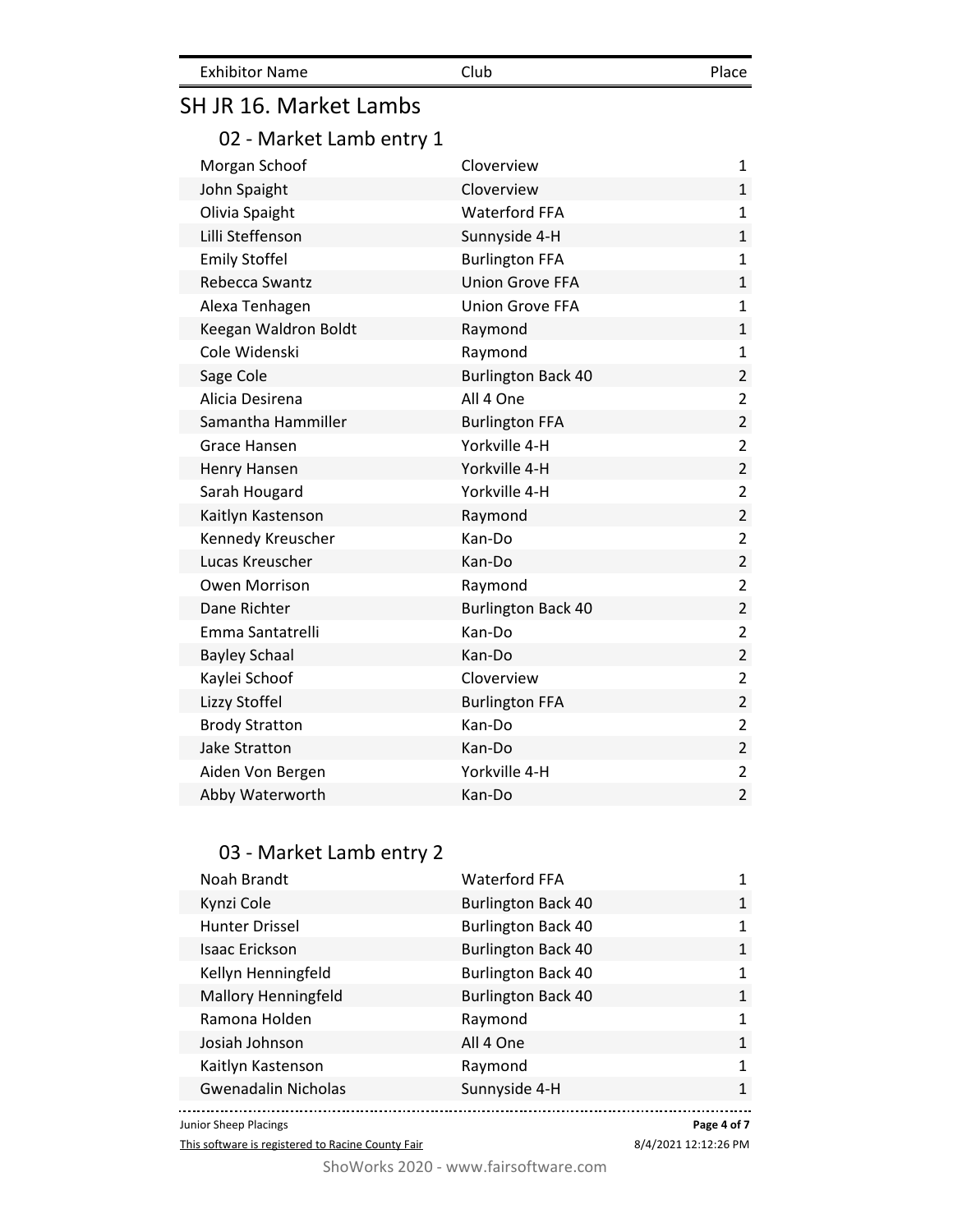| Exhibitor Name | Club | Place |
| --- | --- | --- |

## SH JR 16. Market Lambs

### 02 - Market Lamb entry 1

| Exhibitor Name | Club | Place |
| --- | --- | --- |
| Morgan Schoof | Cloverview | 1 |
| John Spaight | Cloverview | 1 |
| Olivia Spaight | Waterford FFA | 1 |
| Lilli Steffenson | Sunnyside 4-H | 1 |
| Emily Stoffel | Burlington FFA | 1 |
| Rebecca Swantz | Union Grove FFA | 1 |
| Alexa Tenhagen | Union Grove FFA | 1 |
| Keegan Waldron Boldt | Raymond | 1 |
| Cole Widenski | Raymond | 1 |
| Sage Cole | Burlington Back 40 | 2 |
| Alicia Desirena | All 4 One | 2 |
| Samantha Hammiller | Burlington FFA | 2 |
| Grace Hansen | Yorkville 4-H | 2 |
| Henry Hansen | Yorkville 4-H | 2 |
| Sarah Hougard | Yorkville 4-H | 2 |
| Kaitlyn Kastenson | Raymond | 2 |
| Kennedy Kreuscher | Kan-Do | 2 |
| Lucas Kreuscher | Kan-Do | 2 |
| Owen Morrison | Raymond | 2 |
| Dane Richter | Burlington Back 40 | 2 |
| Emma Santatrelli | Kan-Do | 2 |
| Bayley Schaal | Kan-Do | 2 |
| Kaylei Schoof | Cloverview | 2 |
| Lizzy Stoffel | Burlington FFA | 2 |
| Brody Stratton | Kan-Do | 2 |
| Jake Stratton | Kan-Do | 2 |
| Aiden Von Bergen | Yorkville 4-H | 2 |
| Abby Waterworth | Kan-Do | 2 |

### 03 - Market Lamb entry 2

| Exhibitor Name | Club | Place |
| --- | --- | --- |
| Noah Brandt | Waterford FFA | 1 |
| Kynzi Cole | Burlington Back 40 | 1 |
| Hunter Drissel | Burlington Back 40 | 1 |
| Isaac Erickson | Burlington Back 40 | 1 |
| Kellyn Henningfeld | Burlington Back 40 | 1 |
| Mallory Henningfeld | Burlington Back 40 | 1 |
| Ramona Holden | Raymond | 1 |
| Josiah Johnson | All 4 One | 1 |
| Kaitlyn Kastenson | Raymond | 1 |
| Gwenadalin Nicholas | Sunnyside 4-H | 1 |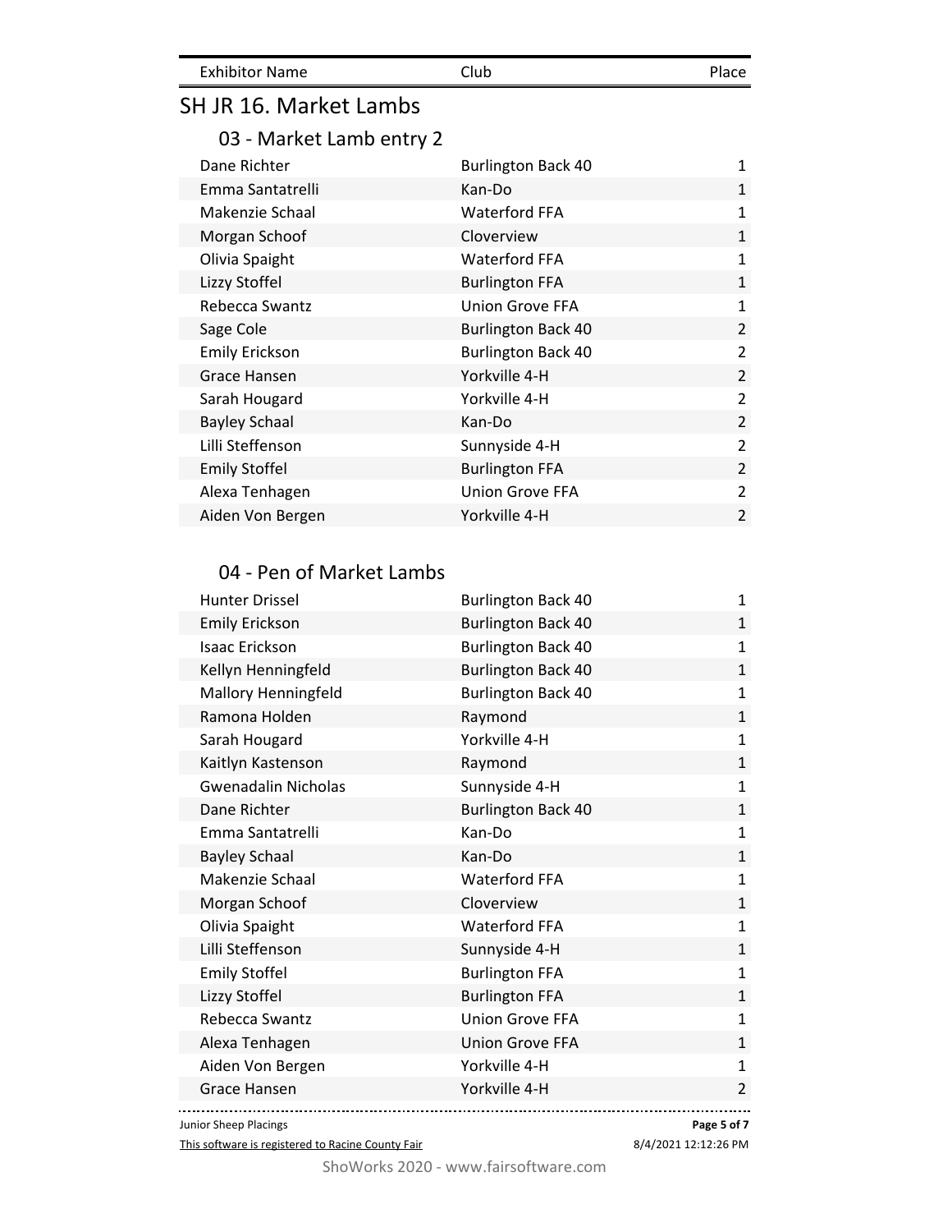| Exhibitor Name | Club | Place |
|---|---|---|

## SH JR 16. Market Lambs

### 03 - Market Lamb entry 2

| Exhibitor Name | Club | Place |
|---|---|---|
| Dane Richter | Burlington Back 40 | 1 |
| Emma Santatrelli | Kan-Do | 1 |
| Makenzie Schaal | Waterford FFA | 1 |
| Morgan Schoof | Cloverview | 1 |
| Olivia Spaight | Waterford FFA | 1 |
| Lizzy Stoffel | Burlington FFA | 1 |
| Rebecca Swantz | Union Grove FFA | 1 |
| Sage Cole | Burlington Back 40 | 2 |
| Emily Erickson | Burlington Back 40 | 2 |
| Grace Hansen | Yorkville 4-H | 2 |
| Sarah Hougard | Yorkville 4-H | 2 |
| Bayley Schaal | Kan-Do | 2 |
| Lilli Steffenson | Sunnyside 4-H | 2 |
| Emily Stoffel | Burlington FFA | 2 |
| Alexa Tenhagen | Union Grove FFA | 2 |
| Aiden Von Bergen | Yorkville 4-H | 2 |

### 04 - Pen of Market Lambs

| Exhibitor Name | Club | Place |
|---|---|---|
| Hunter Drissel | Burlington Back 40 | 1 |
| Emily Erickson | Burlington Back 40 | 1 |
| Isaac Erickson | Burlington Back 40 | 1 |
| Kellyn Henningfeld | Burlington Back 40 | 1 |
| Mallory Henningfeld | Burlington Back 40 | 1 |
| Ramona Holden | Raymond | 1 |
| Sarah Hougard | Yorkville 4-H | 1 |
| Kaitlyn Kastenson | Raymond | 1 |
| Gwenadalin Nicholas | Sunnyside 4-H | 1 |
| Dane Richter | Burlington Back 40 | 1 |
| Emma Santatrelli | Kan-Do | 1 |
| Bayley Schaal | Kan-Do | 1 |
| Makenzie Schaal | Waterford FFA | 1 |
| Morgan Schoof | Cloverview | 1 |
| Olivia Spaight | Waterford FFA | 1 |
| Lilli Steffenson | Sunnyside 4-H | 1 |
| Emily Stoffel | Burlington FFA | 1 |
| Lizzy Stoffel | Burlington FFA | 1 |
| Rebecca Swantz | Union Grove FFA | 1 |
| Alexa Tenhagen | Union Grove FFA | 1 |
| Aiden Von Bergen | Yorkville 4-H | 1 |
| Grace Hansen | Yorkville 4-H | 2 |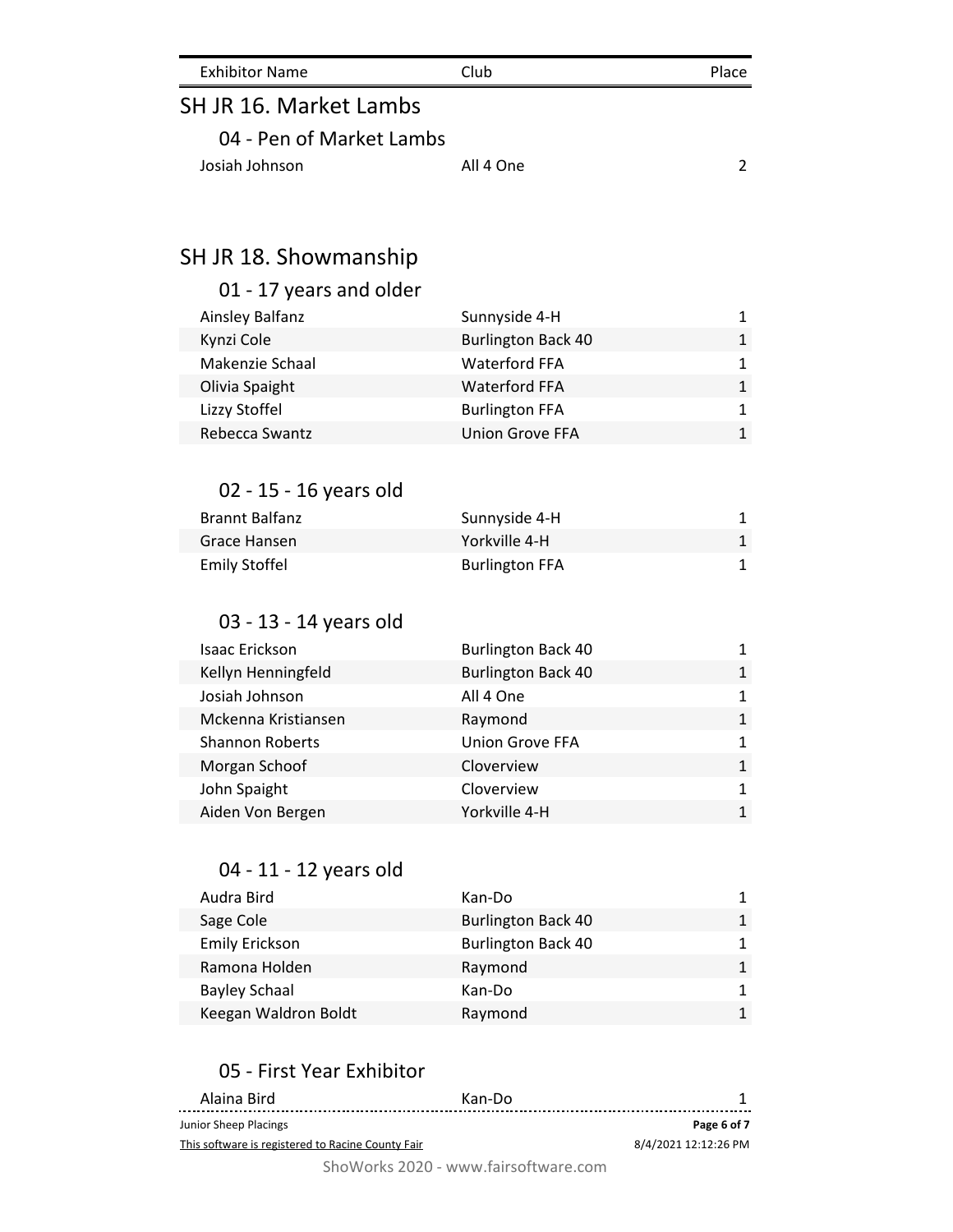| Exhibitor Name | Club | Place |
| --- | --- | --- |

## SH JR 16. Market Lambs

### 04 - Pen of Market Lambs

| Exhibitor Name | Club | Place |
| --- | --- | --- |
| Josiah Johnson | All 4 One | 2 |

## SH JR 18. Showmanship

### 01 - 17 years and older

| Exhibitor Name | Club | Place |
| --- | --- | --- |
| Ainsley Balfanz | Sunnyside 4-H | 1 |
| Kynzi Cole | Burlington Back 40 | 1 |
| Makenzie Schaal | Waterford FFA | 1 |
| Olivia Spaight | Waterford FFA | 1 |
| Lizzy Stoffel | Burlington FFA | 1 |
| Rebecca Swantz | Union Grove FFA | 1 |

### 02 - 15 - 16 years old

| Exhibitor Name | Club | Place |
| --- | --- | --- |
| Brannt Balfanz | Sunnyside 4-H | 1 |
| Grace Hansen | Yorkville 4-H | 1 |
| Emily Stoffel | Burlington FFA | 1 |

### 03 - 13 - 14 years old

| Exhibitor Name | Club | Place |
| --- | --- | --- |
| Isaac Erickson | Burlington Back 40 | 1 |
| Kellyn Henningfeld | Burlington Back 40 | 1 |
| Josiah Johnson | All 4 One | 1 |
| Mckenna Kristiansen | Raymond | 1 |
| Shannon Roberts | Union Grove FFA | 1 |
| Morgan Schoof | Cloverview | 1 |
| John Spaight | Cloverview | 1 |
| Aiden Von Bergen | Yorkville 4-H | 1 |

### 04 - 11 - 12 years old

| Exhibitor Name | Club | Place |
| --- | --- | --- |
| Audra Bird | Kan-Do | 1 |
| Sage Cole | Burlington Back 40 | 1 |
| Emily Erickson | Burlington Back 40 | 1 |
| Ramona Holden | Raymond | 1 |
| Bayley Schaal | Kan-Do | 1 |
| Keegan Waldron Boldt | Raymond | 1 |

### 05 - First Year Exhibitor

| Exhibitor Name | Club | Place |
| --- | --- | --- |
| Alaina Bird | Kan-Do | 1 |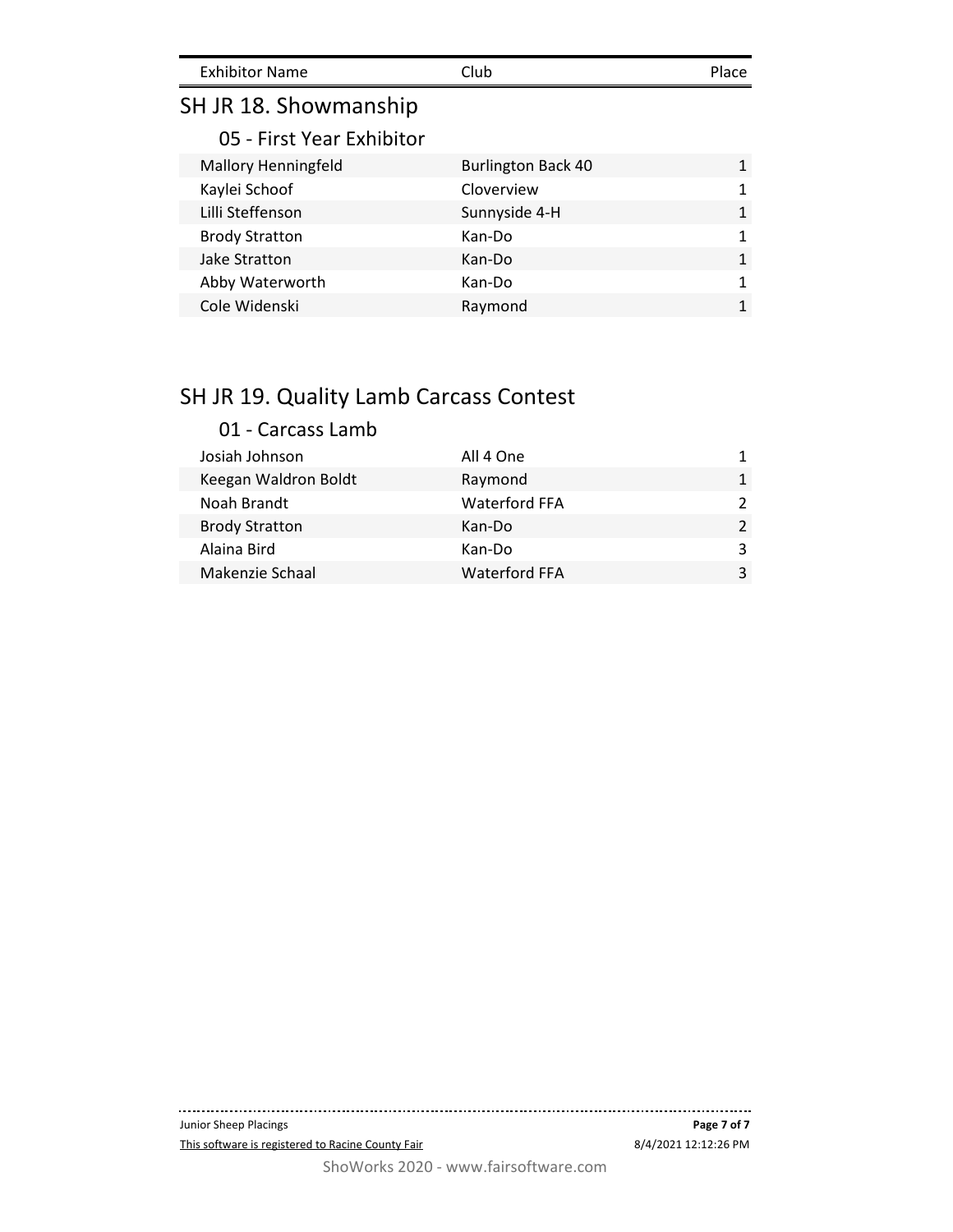| Exhibitor Name | Club | Place |
|---|---|---|

## SH JR 18. Showmanship

### 05 - First Year Exhibitor

| Exhibitor Name | Club | Place |
|---|---|---|
| Mallory Henningfeld | Burlington Back 40 | 1 |
| Kaylei Schoof | Cloverview | 1 |
| Lilli Steffenson | Sunnyside 4-H | 1 |
| Brody Stratton | Kan-Do | 1 |
| Jake Stratton | Kan-Do | 1 |
| Abby Waterworth | Kan-Do | 1 |
| Cole Widenski | Raymond | 1 |

## SH JR 19. Quality Lamb Carcass Contest

### 01 - Carcass Lamb

| Exhibitor Name | Club | Place |
|---|---|---|
| Josiah Johnson | All 4 One | 1 |
| Keegan Waldron Boldt | Raymond | 1 |
| Noah Brandt | Waterford FFA | 2 |
| Brody Stratton | Kan-Do | 2 |
| Alaina Bird | Kan-Do | 3 |
| Makenzie Schaal | Waterford FFA | 3 |